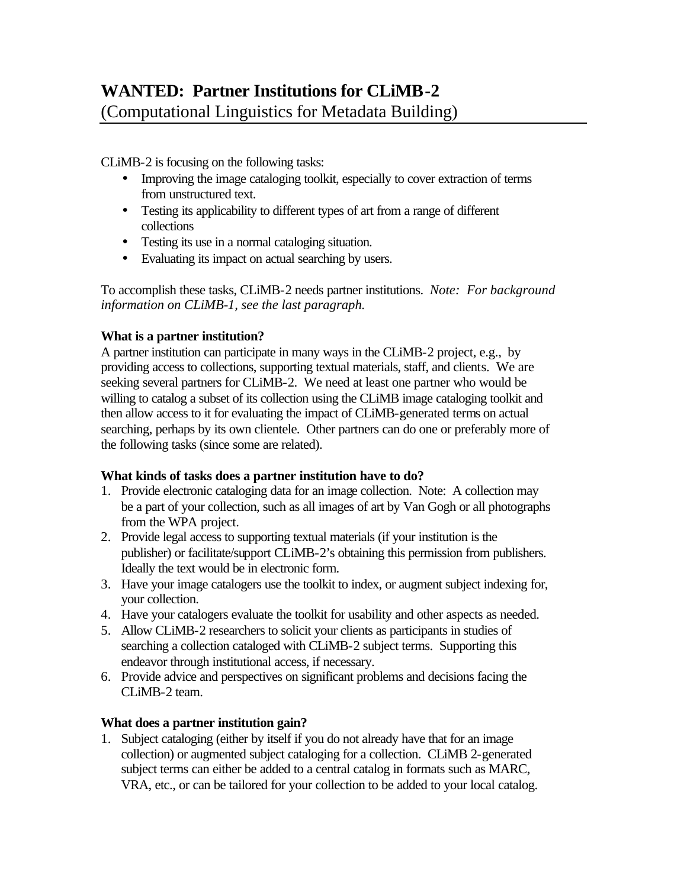# WANTED: Partner Institutions for CLiMB-2

(Computational Linguistics for Metadata Building)

CLiMB-2 is focusing on the following tasks:

- Improving the image cataloging toolkit, especially to cover extraction of terms from unstructured text.
- Testing its applicability to different types of art from a range of different collections
- Testing its use in a normal cataloging situation.
- Evaluating its impact on actual searching by users.

To accomplish these tasks, CLiMB-2 needs partner institutions. *Note: For background information on CLiMB-1, see the last paragraph.*

**What is a partner institution?**

A partner institution can participate in many ways in the CLiMB-2 project, e.g., by providing access to collections, supporting textual materials, staff, and clients. We are seeking several partners for CLiMB-2. We need at least one partner who would be willing to catalog a subset of its collection using the CLiMB image cataloging toolkit and then allow access to it for evaluating the impact of CLiMB-generated terms on actual searching, perhaps by its own clientele. Other partners can do one or preferably more of the following tasks (since some are related).

**What kinds of tasks does a partner institution have to do?**

1. Provide electronic cataloging data for an image collection. Note: A collection may be a part of your collection, such as all images of art by Van Gogh or all photographs from the WPA project.
2. Provide legal access to supporting textual materials (if your institution is the publisher) or facilitate/support CLiMB-2's obtaining this permission from publishers. Ideally the text would be in electronic form.
3. Have your image catalogers use the toolkit to index, or augment subject indexing for, your collection.
4. Have your catalogers evaluate the toolkit for usability and other aspects as needed.
5. Allow CLiMB-2 researchers to solicit your clients as participants in studies of searching a collection cataloged with CLiMB-2 subject terms. Supporting this endeavor through institutional access, if necessary.
6. Provide advice and perspectives on significant problems and decisions facing the CLiMB-2 team.

**What does a partner institution gain?**

1. Subject cataloging (either by itself if you do not already have that for an image collection) or augmented subject cataloging for a collection. CLiMB 2-generated subject terms can either be added to a central catalog in formats such as MARC, VRA, etc., or can be tailored for your collection to be added to your local catalog.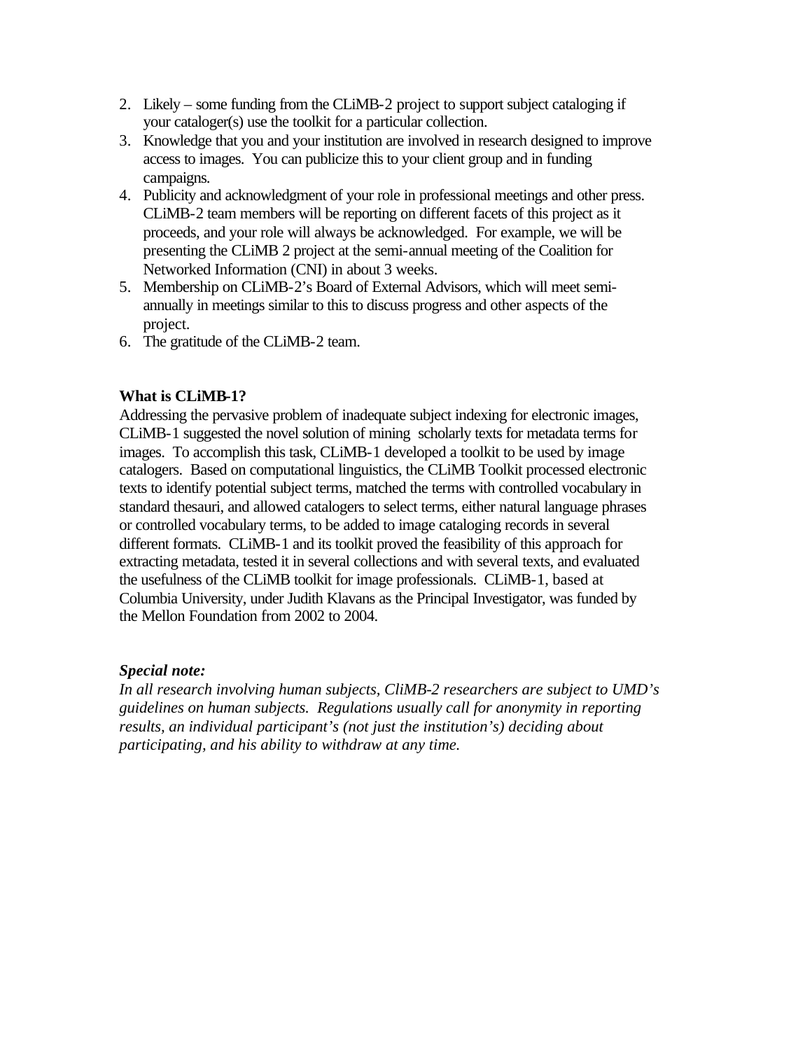2. Likely – some funding from the CLiMB-2 project to support subject cataloging if your cataloger(s) use the toolkit for a particular collection.
3. Knowledge that you and your institution are involved in research designed to improve access to images. You can publicize this to your client group and in funding campaigns.
4. Publicity and acknowledgment of your role in professional meetings and other press. CLiMB-2 team members will be reporting on different facets of this project as it proceeds, and your role will always be acknowledged. For example, we will be presenting the CLiMB 2 project at the semi-annual meeting of the Coalition for Networked Information (CNI) in about 3 weeks.
5. Membership on CLiMB-2's Board of External Advisors, which will meet semi-annually in meetings similar to this to discuss progress and other aspects of the project.
6. The gratitude of the CLiMB-2 team.

**What is CLiMB-1?**

Addressing the pervasive problem of inadequate subject indexing for electronic images, CLiMB-1 suggested the novel solution of mining scholarly texts for metadata terms for images. To accomplish this task, CLiMB-1 developed a toolkit to be used by image catalogers. Based on computational linguistics, the CLiMB Toolkit processed electronic texts to identify potential subject terms, matched the terms with controlled vocabulary in standard thesauri, and allowed catalogers to select terms, either natural language phrases or controlled vocabulary terms, to be added to image cataloging records in several different formats. CLiMB-1 and its toolkit proved the feasibility of this approach for extracting metadata, tested it in several collections and with several texts, and evaluated the usefulness of the CLiMB toolkit for image professionals. CLiMB-1, based at Columbia University, under Judith Klavans as the Principal Investigator, was funded by the Mellon Foundation from 2002 to 2004.

***Special note:***

*In all research involving human subjects, CliMB-2 researchers are subject to UMD's guidelines on human subjects. Regulations usually call for anonymity in reporting results, an individual participant's (not just the institution's) deciding about participating, and his ability to withdraw at any time.*